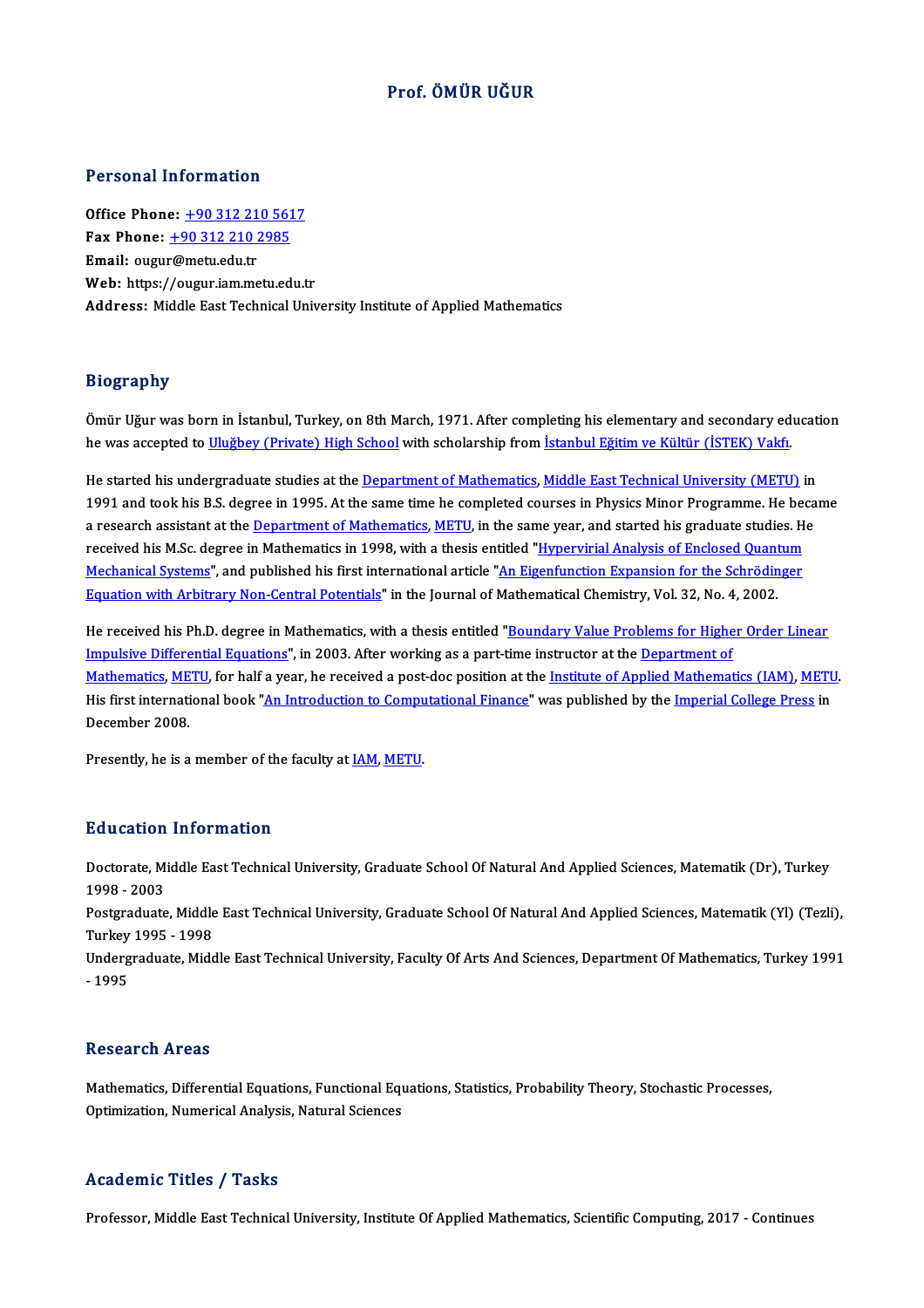# Prof. ÖMÜR UĞUR

## Personal Information

**Office Phone:** +90 312 210 5617
**Fax Phone:** +90 312 210 2985
**Email:** ougur@metu.edu.tr
**Web:** https://ougur.iam.metu.edu.tr
**Address:** Middle East Technical University Institute of Applied Mathematics

## Biography

Ömür Uğur was born in İstanbul, Turkey, on 8th March, 1971. After completing his elementary and secondary education he was accepted to Uluğbey (Private) High School with scholarship from İstanbul Eğitim ve Kültür (İSTEK) Vakfı.

He started his undergraduate studies at the Department of Mathematics, Middle East Technical University (METU) in 1991 and took his B.S. degree in 1995. At the same time he completed courses in Physics Minor Programme. He became a research assistant at the Department of Mathematics, METU, in the same year, and started his graduate studies. He received his M.Sc. degree in Mathematics in 1998, with a thesis entitled "Hypervirial Analysis of Enclosed Quantum Mechanical Systems", and published his first international article "An Eigenfunction Expansion for the Schrödinger Equation with Arbitrary Non-Central Potentials" in the Journal of Mathematical Chemistry, Vol. 32, No. 4, 2002.

He received his Ph.D. degree in Mathematics, with a thesis entitled "Boundary Value Problems for Higher Order Linear Impulsive Differential Equations", in 2003. After working as a part-time instructor at the Department of Mathematics, METU, for half a year, he received a post-doc position at the Institute of Applied Mathematics (IAM), METU. His first international book "An Introduction to Computational Finance" was published by the Imperial College Press in December 2008.

Presently, he is a member of the faculty at IAM, METU.

## Education Information

Doctorate, Middle East Technical University, Graduate School Of Natural And Applied Sciences, Matematik (Dr), Turkey 1998 - 2003

Postgraduate, Middle East Technical University, Graduate School Of Natural And Applied Sciences, Matematik (Yl) (Tezli), Turkey 1995 - 1998

Undergraduate, Middle East Technical University, Faculty Of Arts And Sciences, Department Of Mathematics, Turkey 1991 - 1995

## Research Areas

Mathematics, Differential Equations, Functional Equations, Statistics, Probability Theory, Stochastic Processes, Optimization, Numerical Analysis, Natural Sciences

## Academic Titles / Tasks

Professor, Middle East Technical University, Institute Of Applied Mathematics, Scientific Computing, 2017 - Continues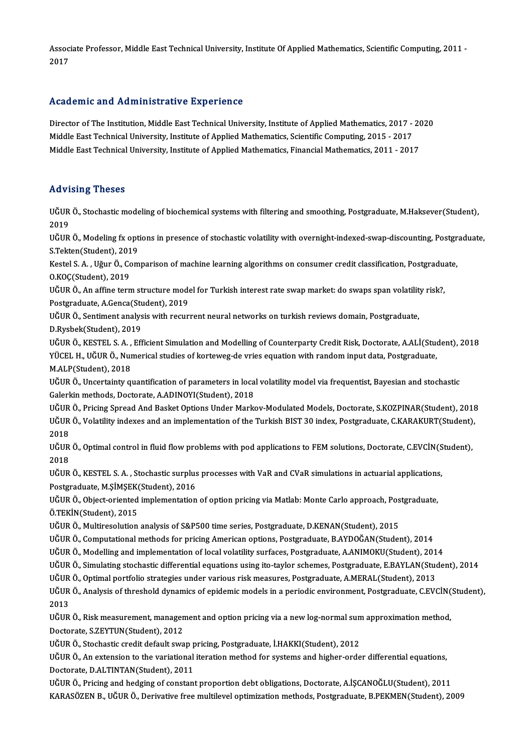Associate Professor, Middle East Technical University, Institute Of Applied Mathematics, Scientific Computing, 2011 - 2017

## Academic and Administrative Experience

Director of The Institution, Middle East Technical University, Institute of Applied Mathematics, 2017 - 2020
Middle East Technical University, Institute of Applied Mathematics, Scientific Computing, 2015 - 2017
Middle East Technical University, Institute of Applied Mathematics, Financial Mathematics, 2011 - 2017

## Advising Theses

UĞUR Ö., Stochastic modeling of biochemical systems with filtering and smoothing, Postgraduate, M.Haksever(Student), 2019
UĞUR Ö., Modeling fx options in presence of stochastic volatility with overnight-indexed-swap-discounting, Postgraduate, S.Tekten(Student), 2019
Kestel S. A. , Uğur Ö., Comparison of machine learning algorithms on consumer credit classification, Postgraduate, O.KOÇ(Student), 2019
UĞUR Ö., An affine term structure model for Turkish interest rate swap market: do swaps span volatility risk?, Postgraduate, A.Genca(Student), 2019
UĞUR Ö., Sentiment analysis with recurrent neural networks on turkish reviews domain, Postgraduate, D.Rysbek(Student), 2019
UĞUR Ö., KESTEL S. A. , Efficient Simulation and Modelling of Counterparty Credit Risk, Doctorate, A.ALİ(Student), 2018
YÜCEL H., UĞUR Ö., Numerical studies of korteweg-de vries equation with random input data, Postgraduate, M.ALP(Student), 2018
UĞUR Ö., Uncertainty quantification of parameters in local volatility model via frequentist, Bayesian and stochastic Galerkin methods, Doctorate, A.ADINOYI(Student), 2018
UĞUR Ö., Pricing Spread And Basket Options Under Markov-Modulated Models, Doctorate, S.KOZPINAR(Student), 2018
UĞUR Ö., Volatility indexes and an implementation of the Turkish BIST 30 index, Postgraduate, C.KARAKURT(Student), 2018
UĞUR Ö., Optimal control in fluid flow problems with pod applications to FEM solutions, Doctorate, C.EVCİN(Student), 2018
UĞUR Ö., KESTEL S. A. , Stochastic surplus processes with VaR and CVaR simulations in actuarial applications, Postgraduate, M.ŞİMŞEK(Student), 2016
UĞUR Ö., Object-oriented implementation of option pricing via Matlab: Monte Carlo approach, Postgraduate, Ö.TEKİN(Student), 2015
UĞUR Ö., Multiresolution analysis of S&P500 time series, Postgraduate, D.KENAN(Student), 2015
UĞUR Ö., Computational methods for pricing American options, Postgraduate, B.AYDOĞAN(Student), 2014
UĞUR Ö., Modelling and implementation of local volatility surfaces, Postgraduate, A.ANIMOKU(Student), 2014
UĞUR Ö., Simulating stochastic differential equations using ito-taylor schemes, Postgraduate, E.BAYLAN(Student), 2014
UĞUR Ö., Optimal portfolio strategies under various risk measures, Postgraduate, A.MERAL(Student), 2013
UĞUR Ö., Analysis of threshold dynamics of epidemic models in a periodic environment, Postgraduate, C.EVCİN(Student), 2013
UĞUR Ö., Risk measurement, management and option pricing via a new log-normal sum approximation method, Doctorate, S.ZEYTUN(Student), 2012
UĞUR Ö., Stochastic credit default swap pricing, Postgraduate, İ.HAKKI(Student), 2012
UĞUR Ö., An extension to the variational iteration method for systems and higher-order differential equations, Doctorate, D.ALTINTAN(Student), 2011
UĞUR Ö., Pricing and hedging of constant proportion debt obligations, Doctorate, A.İŞCANOĞLU(Student), 2011
KARASÖZEN B., UĞUR Ö., Derivative free multilevel optimization methods, Postgraduate, B.PEKMEN(Student), 2009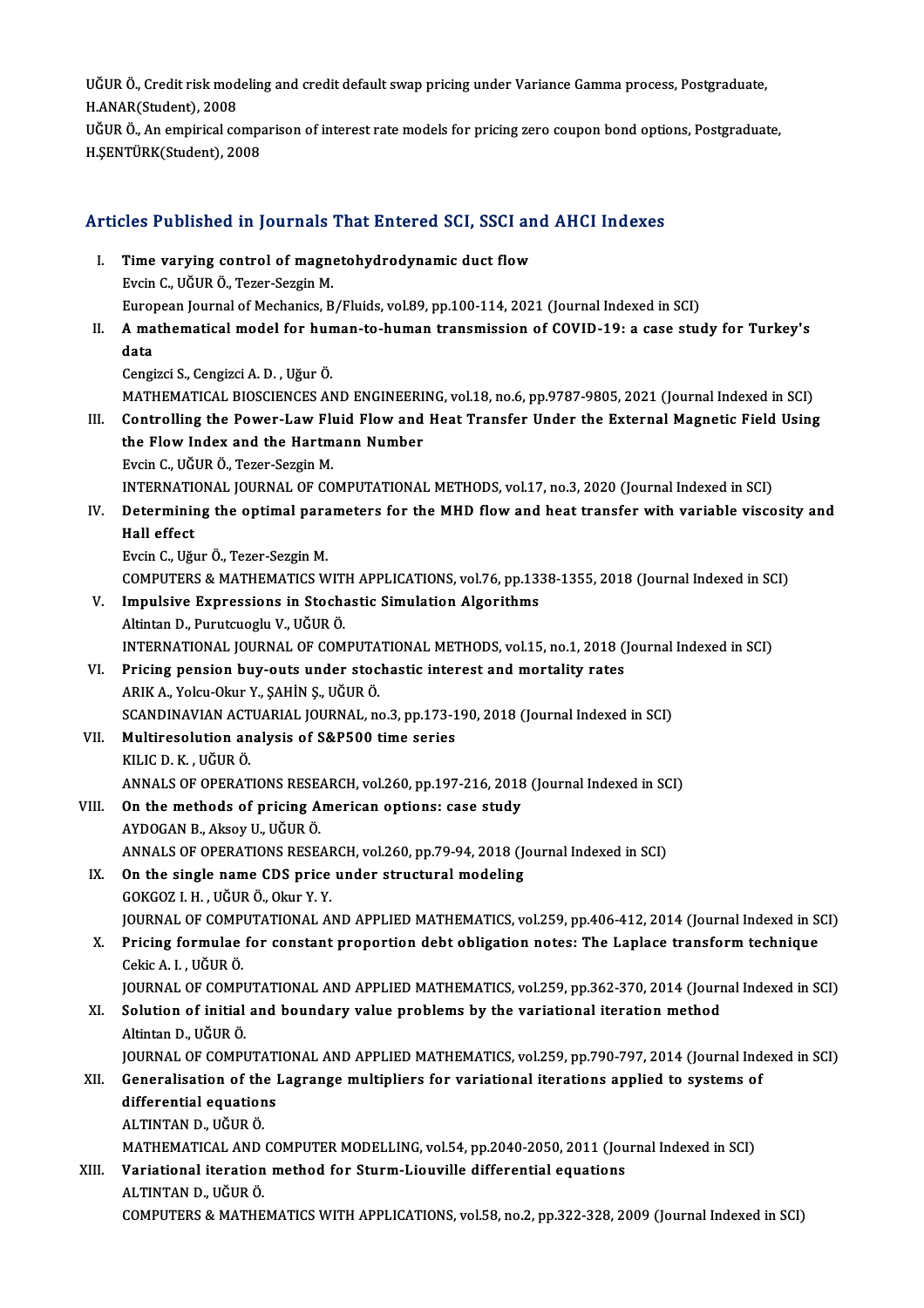UĞUR Ö., Credit risk modeling and credit default swap pricing under Variance Gamma process, Postgraduate, H.ANAR(Student), 2008

UĞUR Ö., An empirical comparison of interest rate models for pricing zero coupon bond options, Postgraduate, H.ŞENTÜRK(Student), 2008

## Articles Published in Journals That Entered SCI, SSCI and AHCI Indexes

I. **Time varying control of magnetohydrodynamic duct flow**
Evcin C., UĞUR Ö., Tezer-Sezgin M.
European Journal of Mechanics, B/Fluids, vol.89, pp.100-114, 2021 (Journal Indexed in SCI)

II. **A mathematical model for human-to-human transmission of COVID-19: a case study for Turkey's data**
Cengizci S., Cengizci A. D. , Uğur Ö.
MATHEMATICAL BIOSCIENCES AND ENGINEERING, vol.18, no.6, pp.9787-9805, 2021 (Journal Indexed in SCI)

III. **Controlling the Power-Law Fluid Flow and Heat Transfer Under the External Magnetic Field Using the Flow Index and the Hartmann Number**
Evcin C., UĞUR Ö., Tezer-Sezgin M.
INTERNATIONAL JOURNAL OF COMPUTATIONAL METHODS, vol.17, no.3, 2020 (Journal Indexed in SCI)

IV. **Determining the optimal parameters for the MHD flow and heat transfer with variable viscosity and Hall effect**
Evcin C., Uğur Ö., Tezer-Sezgin M.
COMPUTERS & MATHEMATICS WITH APPLICATIONS, vol.76, pp.1338-1355, 2018 (Journal Indexed in SCI)

V. **Impulsive Expressions in Stochastic Simulation Algorithms**
Altintan D., Purutcuoglu V., UĞUR Ö.
INTERNATIONAL JOURNAL OF COMPUTATIONAL METHODS, vol.15, no.1, 2018 (Journal Indexed in SCI)

VI. **Pricing pension buy-outs under stochastic interest and mortality rates**
ARIK A., Yolcu-Okur Y., ŞAHİN Ş., UĞUR Ö.
SCANDINAVIAN ACTUARIAL JOURNAL, no.3, pp.173-190, 2018 (Journal Indexed in SCI)

VII. **Multiresolution analysis of S&P500 time series**
KILIC D. K. , UĞUR Ö.
ANNALS OF OPERATIONS RESEARCH, vol.260, pp.197-216, 2018 (Journal Indexed in SCI)

VIII. **On the methods of pricing American options: case study**
AYDOGAN B., Aksoy U., UĞUR Ö.
ANNALS OF OPERATIONS RESEARCH, vol.260, pp.79-94, 2018 (Journal Indexed in SCI)

IX. **On the single name CDS price under structural modeling**
GOKGOZ I. H. , UĞUR Ö., Okur Y. Y.
JOURNAL OF COMPUTATIONAL AND APPLIED MATHEMATICS, vol.259, pp.406-412, 2014 (Journal Indexed in SCI)

X. **Pricing formulae for constant proportion debt obligation notes: The Laplace transform technique**
Cekic A. I. , UĞUR Ö.
JOURNAL OF COMPUTATIONAL AND APPLIED MATHEMATICS, vol.259, pp.362-370, 2014 (Journal Indexed in SCI)

XI. **Solution of initial and boundary value problems by the variational iteration method**
Altintan D., UĞUR Ö.
JOURNAL OF COMPUTATIONAL AND APPLIED MATHEMATICS, vol.259, pp.790-797, 2014 (Journal Indexed in SCI)

XII. **Generalisation of the Lagrange multipliers for variational iterations applied to systems of differential equations**
ALTINTAN D., UĞUR Ö.
MATHEMATICAL AND COMPUTER MODELLING, vol.54, pp.2040-2050, 2011 (Journal Indexed in SCI)

XIII. **Variational iteration method for Sturm-Liouville differential equations**
ALTINTAN D., UĞUR Ö.
COMPUTERS & MATHEMATICS WITH APPLICATIONS, vol.58, no.2, pp.322-328, 2009 (Journal Indexed in SCI)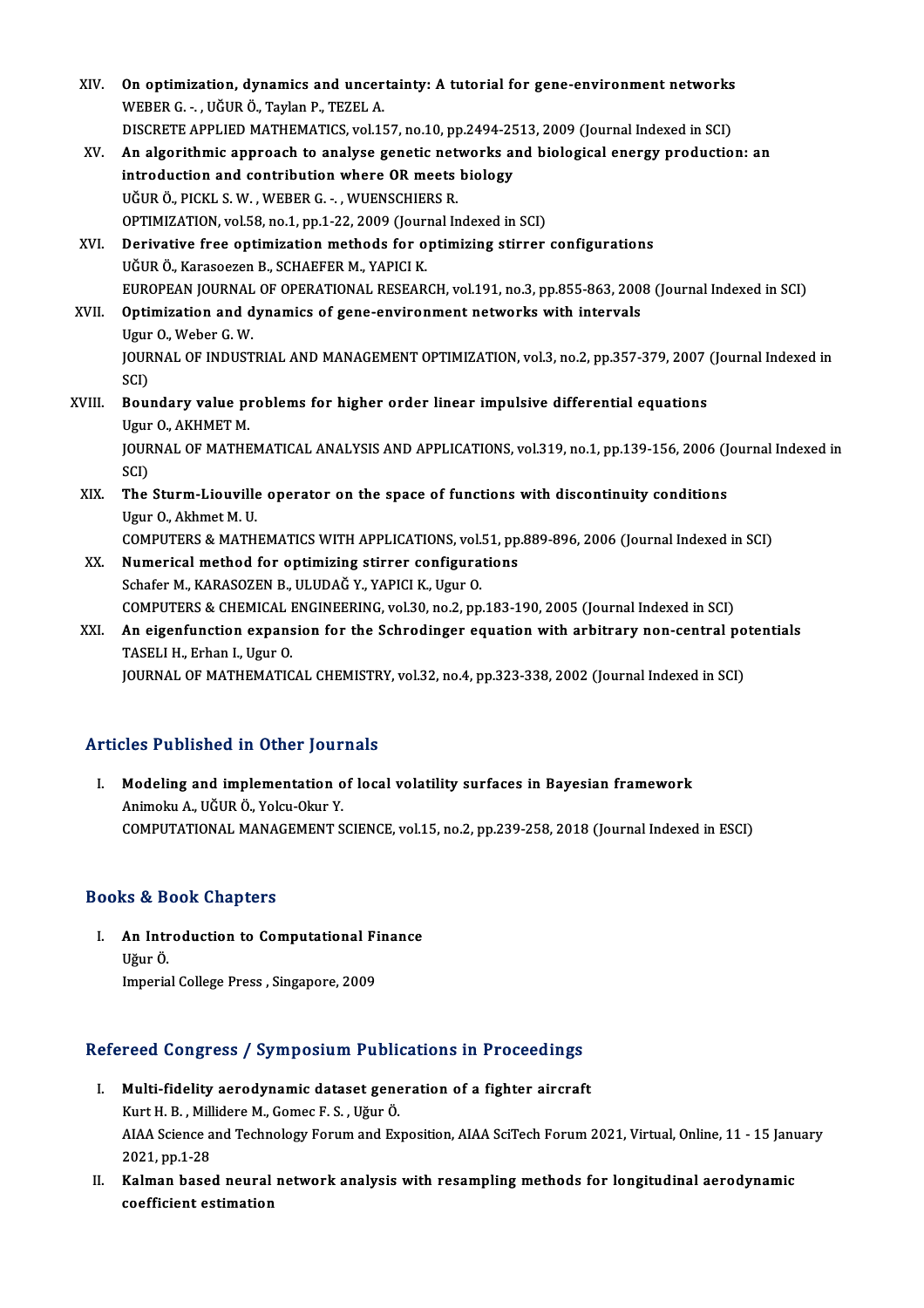XIV. **On optimization, dynamics and uncertainty: A tutorial for gene-environment networks**
WEBER G. -. , UĞUR Ö., Taylan P., TEZEL A.
DISCRETE APPLIED MATHEMATICS, vol.157, no.10, pp.2494-2513, 2009 (Journal Indexed in SCI)

XV. **An algorithmic approach to analyse genetic networks and biological energy production: an introduction and contribution where OR meets biology**
UĞUR Ö., PICKL S. W. , WEBER G. -. , WUENSCHIERS R.
OPTIMIZATION, vol.58, no.1, pp.1-22, 2009 (Journal Indexed in SCI)

XVI. **Derivative free optimization methods for optimizing stirrer configurations**
UĞUR Ö., Karasoezen B., SCHAEFER M., YAPICI K.
EUROPEAN JOURNAL OF OPERATIONAL RESEARCH, vol.191, no.3, pp.855-863, 2008 (Journal Indexed in SCI)

XVII. **Optimization and dynamics of gene-environment networks with intervals**
Ugur O., Weber G. W.
JOURNAL OF INDUSTRIAL AND MANAGEMENT OPTIMIZATION, vol.3, no.2, pp.357-379, 2007 (Journal Indexed in SCI)

XVIII. **Boundary value problems for higher order linear impulsive differential equations**
Ugur O., AKHMET M.
JOURNAL OF MATHEMATICAL ANALYSIS AND APPLICATIONS, vol.319, no.1, pp.139-156, 2006 (Journal Indexed in SCI)

XIX. **The Sturm-Liouville operator on the space of functions with discontinuity conditions**
Ugur O., Akhmet M. U.
COMPUTERS & MATHEMATICS WITH APPLICATIONS, vol.51, pp.889-896, 2006 (Journal Indexed in SCI)

XX. **Numerical method for optimizing stirrer configurations**
Schafer M., KARASOZEN B., ULUDAĞ Y., YAPICI K., Ugur O.
COMPUTERS & CHEMICAL ENGINEERING, vol.30, no.2, pp.183-190, 2005 (Journal Indexed in SCI)

XXI. **An eigenfunction expansion for the Schrodinger equation with arbitrary non-central potentials**
TASELI H., Erhan I., Ugur O.
JOURNAL OF MATHEMATICAL CHEMISTRY, vol.32, no.4, pp.323-338, 2002 (Journal Indexed in SCI)

## Articles Published in Other Journals

I. **Modeling and implementation of local volatility surfaces in Bayesian framework**
Animoku A., UĞUR Ö., Yolcu-Okur Y.
COMPUTATIONAL MANAGEMENT SCIENCE, vol.15, no.2, pp.239-258, 2018 (Journal Indexed in ESCI)

## Books & Book Chapters

I. **An Introduction to Computational Finance**
Uğur Ö.
Imperial College Press , Singapore, 2009

## Refereed Congress / Symposium Publications in Proceedings

I. **Multi-fidelity aerodynamic dataset generation of a fighter aircraft**
Kurt H. B. , Millidere M., Gomec F. S. , Uğur Ö.
AIAA Science and Technology Forum and Exposition, AIAA SciTech Forum 2021, Virtual, Online, 11 - 15 January 2021, pp.1-28

II. **Kalman based neural network analysis with resampling methods for longitudinal aerodynamic coefficient estimation**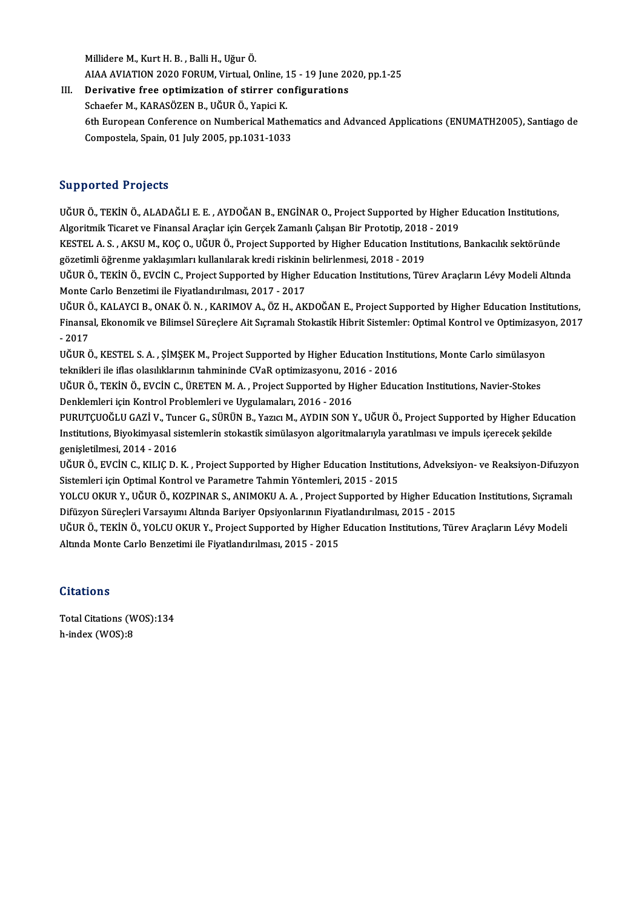Millidere M., Kurt H. B. , Balli H., Uğur Ö.
AIAA AVIATION 2020 FORUM, Virtual, Online, 15 - 19 June 2020, pp.1-25

III. **Derivative free optimization of stirrer configurations**
Schaefer M., KARASÖZEN B., UĞUR Ö., Yapici K.
6th European Conference on Numberical Mathematics and Advanced Applications (ENUMATH2005), Santiago de Compostela, Spain, 01 July 2005, pp.1031-1033

## Supported Projects

UĞUR Ö., TEKİN Ö., ALADAĞLI E. E. , AYDOĞAN B., ENGİNAR O., Project Supported by Higher Education Institutions, Algoritmik Ticaret ve Finansal Araçlar için Gerçek Zamanlı Çalışan Bir Prototip, 2018 - 2019

KESTEL A. S. , AKSU M., KOÇ O., UĞUR Ö., Project Supported by Higher Education Institutions, Bankacılık sektöründe gözetimli öğrenme yaklaşımları kullanılarak kredi riskinin belirlenmesi, 2018 - 2019

UĞUR Ö., TEKİN Ö., EVCİN C., Project Supported by Higher Education Institutions, Türev Araçların Lévy Modeli Altında Monte Carlo Benzetimi ile Fiyatlandırılması, 2017 - 2017

UĞUR Ö., KALAYCI B., ONAK Ö. N. , KARIMOV A., ÖZ H., AKDOĞAN E., Project Supported by Higher Education Institutions, Finansal, Ekonomik ve Bilimsel Süreçlere Ait Sıçramalı Stokastik Hibrit Sistemler: Optimal Kontrol ve Optimizasyon, 2017 - 2017

UĞUR Ö., KESTEL S. A. , ŞİMŞEK M., Project Supported by Higher Education Institutions, Monte Carlo simülasyon teknikleri ile iflas olasılıklarının tahmininde CVaR optimizasyonu, 2016 - 2016

UĞUR Ö., TEKİN Ö., EVCİN C., ÜRETEN M. A. , Project Supported by Higher Education Institutions, Navier-Stokes Denklemleri için Kontrol Problemleri ve Uygulamaları, 2016 - 2016

PURUTÇUOĞLU GAZİ V., Tuncer G., SÜRÜN B., Yazıcı M., AYDIN SON Y., UĞUR Ö., Project Supported by Higher Education Institutions, Biyokimyasal sistemlerin stokastik simülasyon algoritmalarıyla yaratılması ve impuls içerecek şekilde genişletilmesi, 2014 - 2016

UĞUR Ö., EVCİN C., KILIÇ D. K. , Project Supported by Higher Education Institutions, Adveksiyon- ve Reaksiyon-Difuzyon Sistemleri için Optimal Kontrol ve Parametre Tahmin Yöntemleri, 2015 - 2015

YOLCU OKUR Y., UĞUR Ö., KOZPINAR S., ANIMOKU A. A. , Project Supported by Higher Education Institutions, Sıçramalı Difüzyon Süreçleri Varsayımı Altında Bariyer Opsiyonlarının Fiyatlandırılması, 2015 - 2015

UĞUR Ö., TEKİN Ö., YOLCU OKUR Y., Project Supported by Higher Education Institutions, Türev Araçların Lévy Modeli Altında Monte Carlo Benzetimi ile Fiyatlandırılması, 2015 - 2015

## Citations

Total Citations (WOS):134
h-index (WOS):8